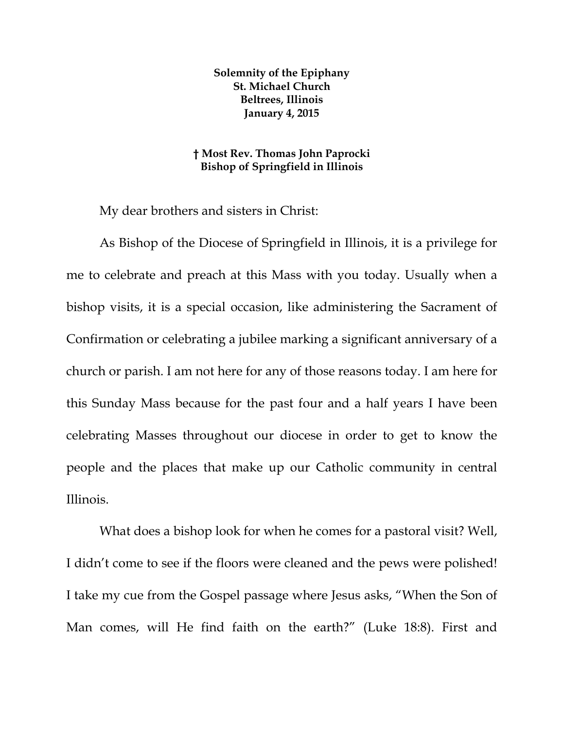**Solemnity of the Epiphany**
**St. Michael Church**
**Beltrees, Illinois**
**January 4, 2015**

**† Most Rev. Thomas John Paprocki**
**Bishop of Springfield in Illinois**

My dear brothers and sisters in Christ:

As Bishop of the Diocese of Springfield in Illinois, it is a privilege for me to celebrate and preach at this Mass with you today. Usually when a bishop visits, it is a special occasion, like administering the Sacrament of Confirmation or celebrating a jubilee marking a significant anniversary of a church or parish. I am not here for any of those reasons today. I am here for this Sunday Mass because for the past four and a half years I have been celebrating Masses throughout our diocese in order to get to know the people and the places that make up our Catholic community in central Illinois.

What does a bishop look for when he comes for a pastoral visit? Well, I didn't come to see if the floors were cleaned and the pews were polished! I take my cue from the Gospel passage where Jesus asks, "When the Son of Man comes, will He find faith on the earth?" (Luke 18:8). First and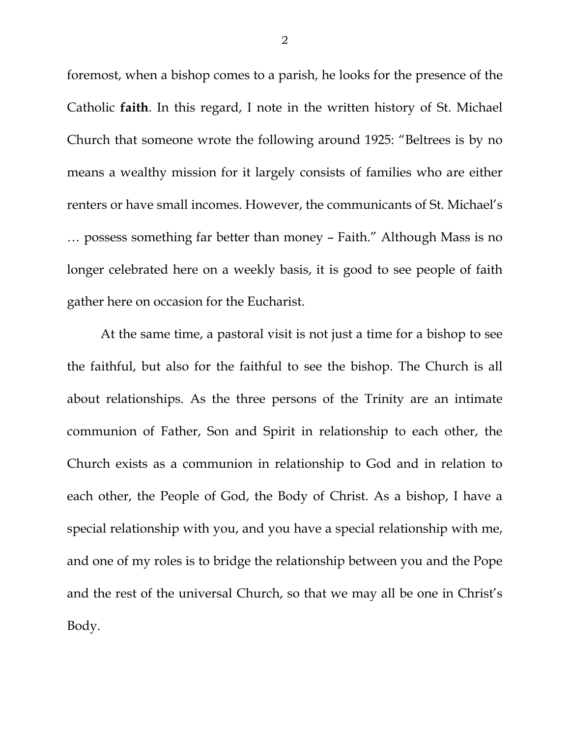foremost, when a bishop comes to a parish, he looks for the presence of the Catholic **faith**. In this regard, I note in the written history of St. Michael Church that someone wrote the following around 1925: "Beltrees is by no means a wealthy mission for it largely consists of families who are either renters or have small incomes. However, the communicants of St. Michael's … possess something far better than money – Faith." Although Mass is no longer celebrated here on a weekly basis, it is good to see people of faith gather here on occasion for the Eucharist.

At the same time, a pastoral visit is not just a time for a bishop to see the faithful, but also for the faithful to see the bishop. The Church is all about relationships. As the three persons of the Trinity are an intimate communion of Father, Son and Spirit in relationship to each other, the Church exists as a communion in relationship to God and in relation to each other, the People of God, the Body of Christ. As a bishop, I have a special relationship with you, and you have a special relationship with me, and one of my roles is to bridge the relationship between you and the Pope and the rest of the universal Church, so that we may all be one in Christ's Body.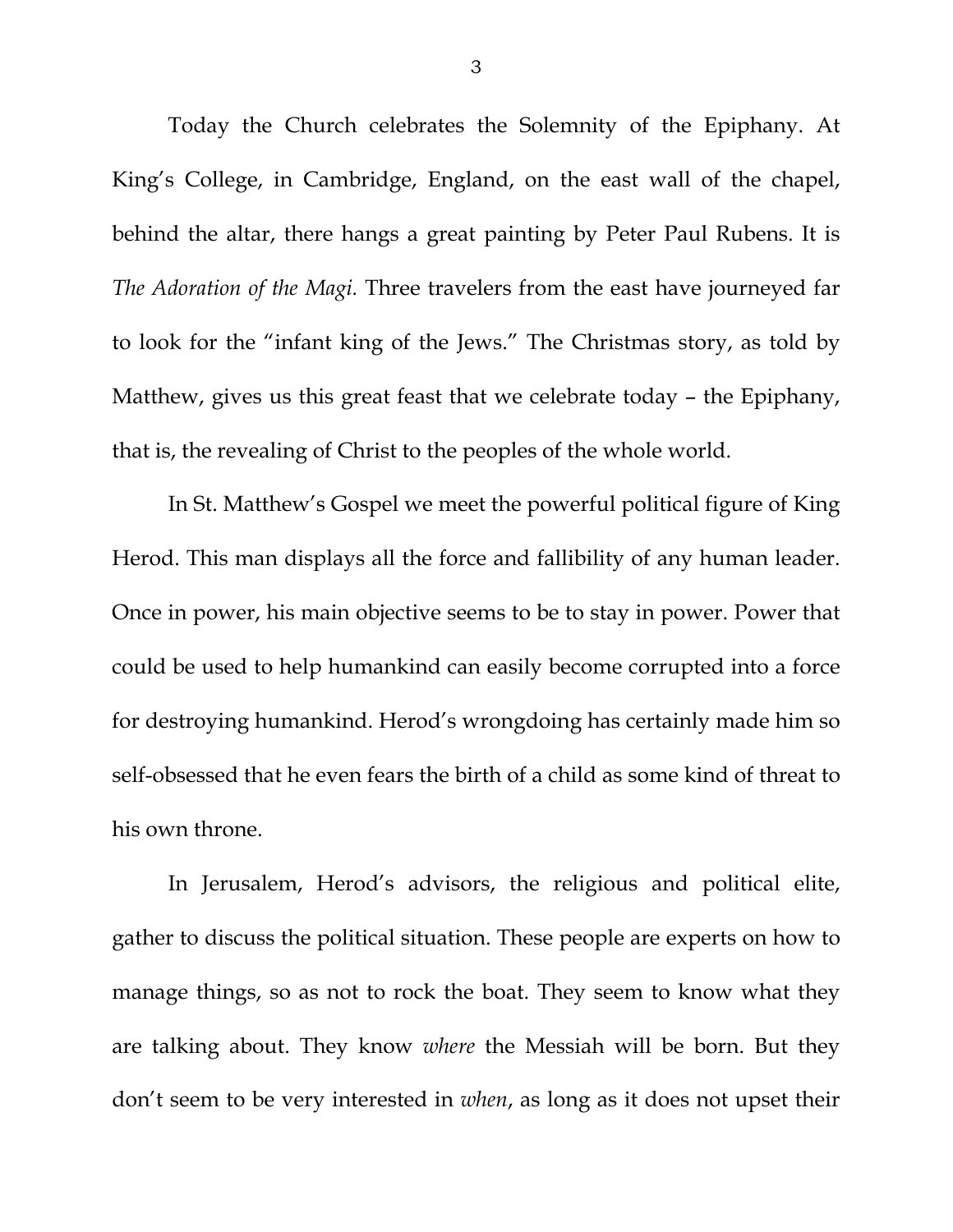Today the Church celebrates the Solemnity of the Epiphany. At King's College, in Cambridge, England, on the east wall of the chapel, behind the altar, there hangs a great painting by Peter Paul Rubens. It is *The Adoration of the Magi.* Three travelers from the east have journeyed far to look for the "infant king of the Jews." The Christmas story, as told by Matthew, gives us this great feast that we celebrate today – the Epiphany, that is, the revealing of Christ to the peoples of the whole world.

In St. Matthew's Gospel we meet the powerful political figure of King Herod. This man displays all the force and fallibility of any human leader. Once in power, his main objective seems to be to stay in power. Power that could be used to help humankind can easily become corrupted into a force for destroying humankind. Herod's wrongdoing has certainly made him so self-obsessed that he even fears the birth of a child as some kind of threat to his own throne.

In Jerusalem, Herod's advisors, the religious and political elite, gather to discuss the political situation. These people are experts on how to manage things, so as not to rock the boat. They seem to know what they are talking about. They know *where* the Messiah will be born. But they don't seem to be very interested in *when*, as long as it does not upset their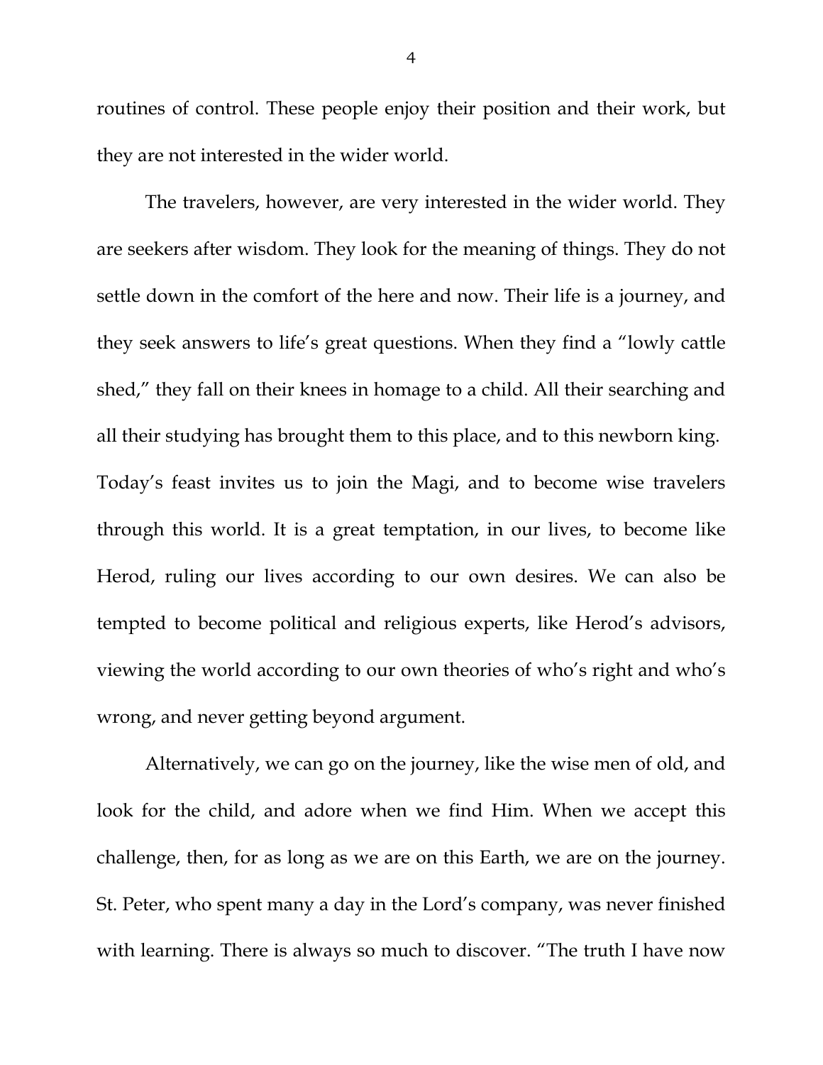routines of control. These people enjoy their position and their work, but they are not interested in the wider world.

The travelers, however, are very interested in the wider world. They are seekers after wisdom. They look for the meaning of things. They do not settle down in the comfort of the here and now. Their life is a journey, and they seek answers to life's great questions. When they find a "lowly cattle shed," they fall on their knees in homage to a child. All their searching and all their studying has brought them to this place, and to this newborn king. Today's feast invites us to join the Magi, and to become wise travelers through this world. It is a great temptation, in our lives, to become like Herod, ruling our lives according to our own desires. We can also be tempted to become political and religious experts, like Herod's advisors, viewing the world according to our own theories of who's right and who's wrong, and never getting beyond argument.

Alternatively, we can go on the journey, like the wise men of old, and look for the child, and adore when we find Him. When we accept this challenge, then, for as long as we are on this Earth, we are on the journey. St. Peter, who spent many a day in the Lord's company, was never finished with learning. There is always so much to discover. "The truth I have now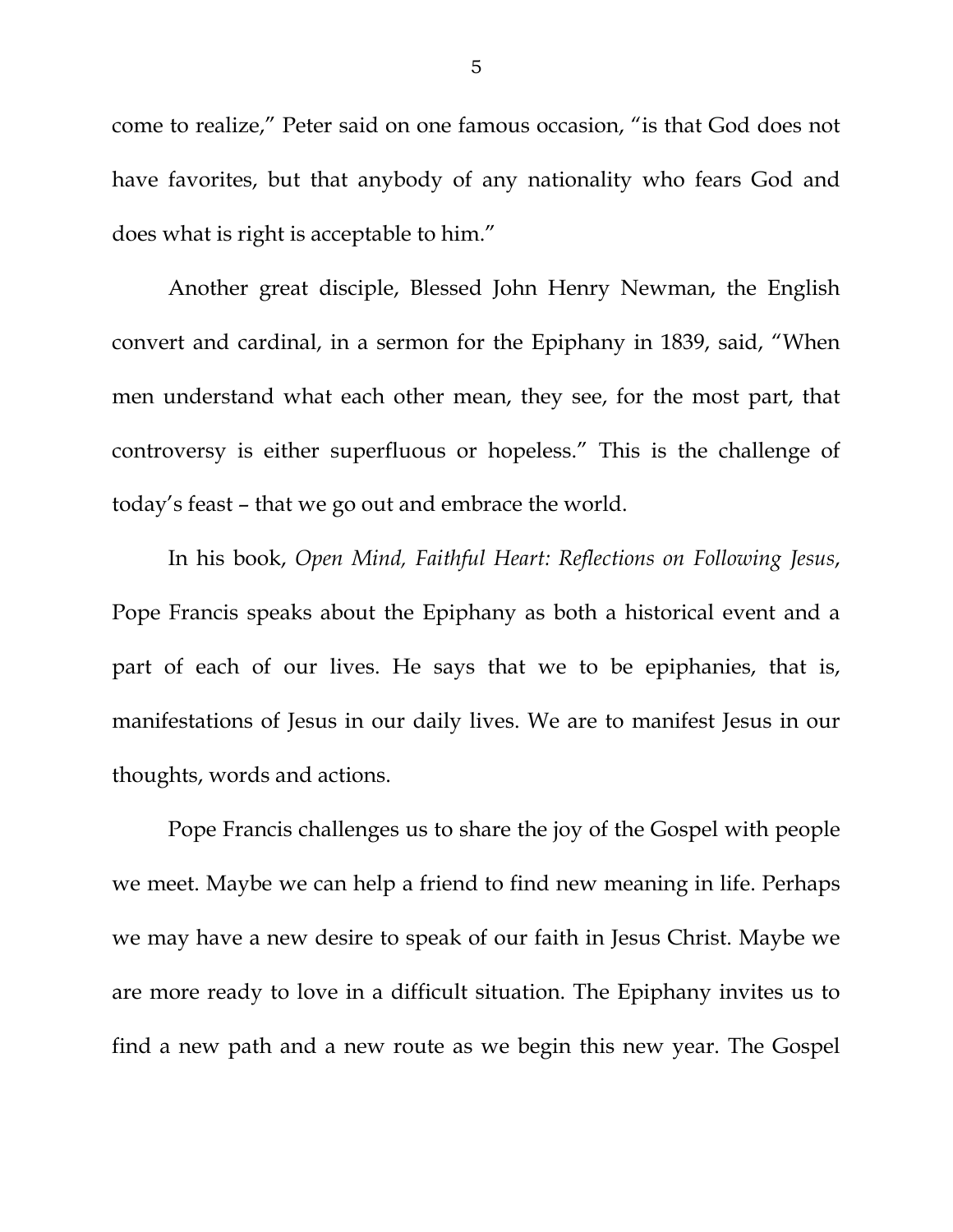come to realize," Peter said on one famous occasion, "is that God does not have favorites, but that anybody of any nationality who fears God and does what is right is acceptable to him."

Another great disciple, Blessed John Henry Newman, the English convert and cardinal, in a sermon for the Epiphany in 1839, said, "When men understand what each other mean, they see, for the most part, that controversy is either superfluous or hopeless." This is the challenge of today's feast – that we go out and embrace the world.

In his book, *Open Mind, Faithful Heart: Reflections on Following Jesus*, Pope Francis speaks about the Epiphany as both a historical event and a part of each of our lives. He says that we to be epiphanies, that is, manifestations of Jesus in our daily lives. We are to manifest Jesus in our thoughts, words and actions.

Pope Francis challenges us to share the joy of the Gospel with people we meet. Maybe we can help a friend to find new meaning in life. Perhaps we may have a new desire to speak of our faith in Jesus Christ. Maybe we are more ready to love in a difficult situation. The Epiphany invites us to find a new path and a new route as we begin this new year. The Gospel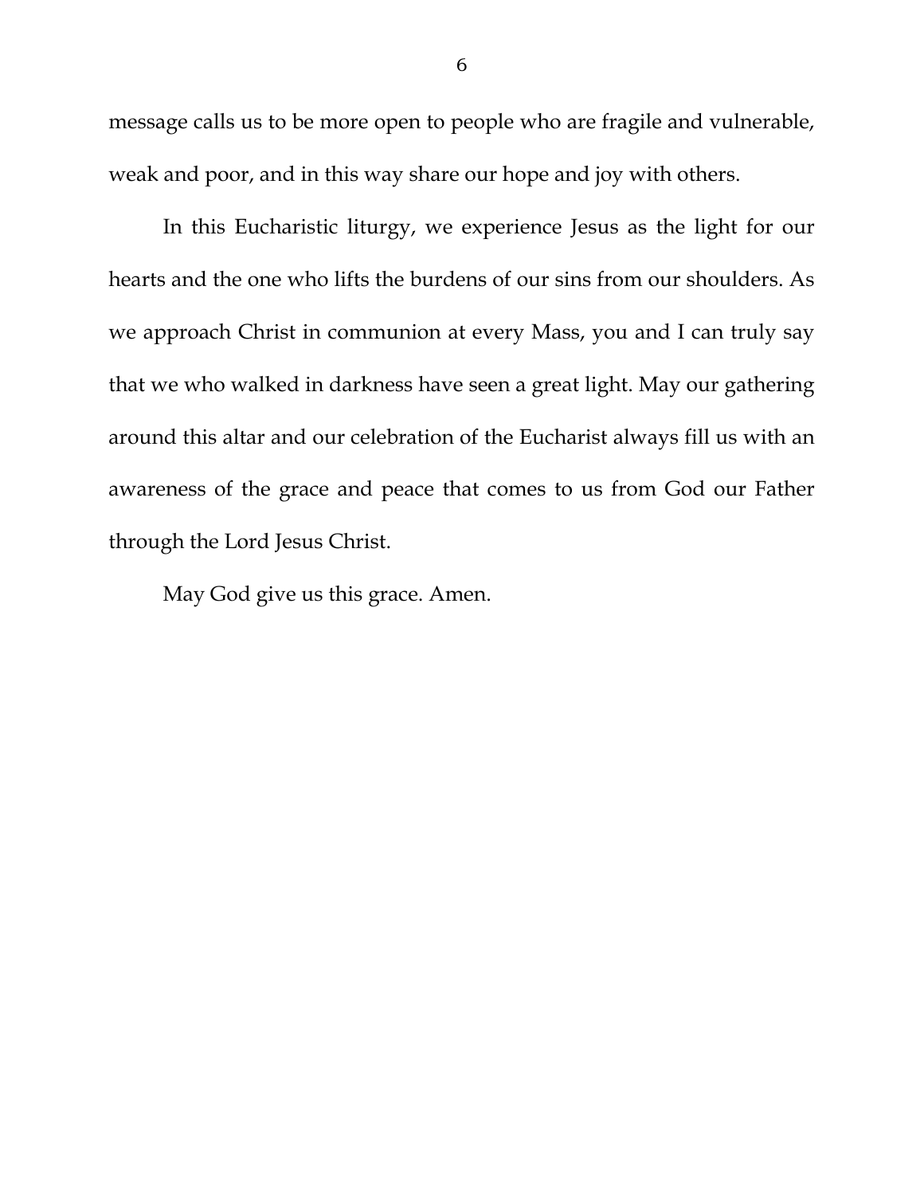message calls us to be more open to people who are fragile and vulnerable, weak and poor, and in this way share our hope and joy with others.

In this Eucharistic liturgy, we experience Jesus as the light for our hearts and the one who lifts the burdens of our sins from our shoulders. As we approach Christ in communion at every Mass, you and I can truly say that we who walked in darkness have seen a great light. May our gathering around this altar and our celebration of the Eucharist always fill us with an awareness of the grace and peace that comes to us from God our Father through the Lord Jesus Christ.

May God give us this grace. Amen.